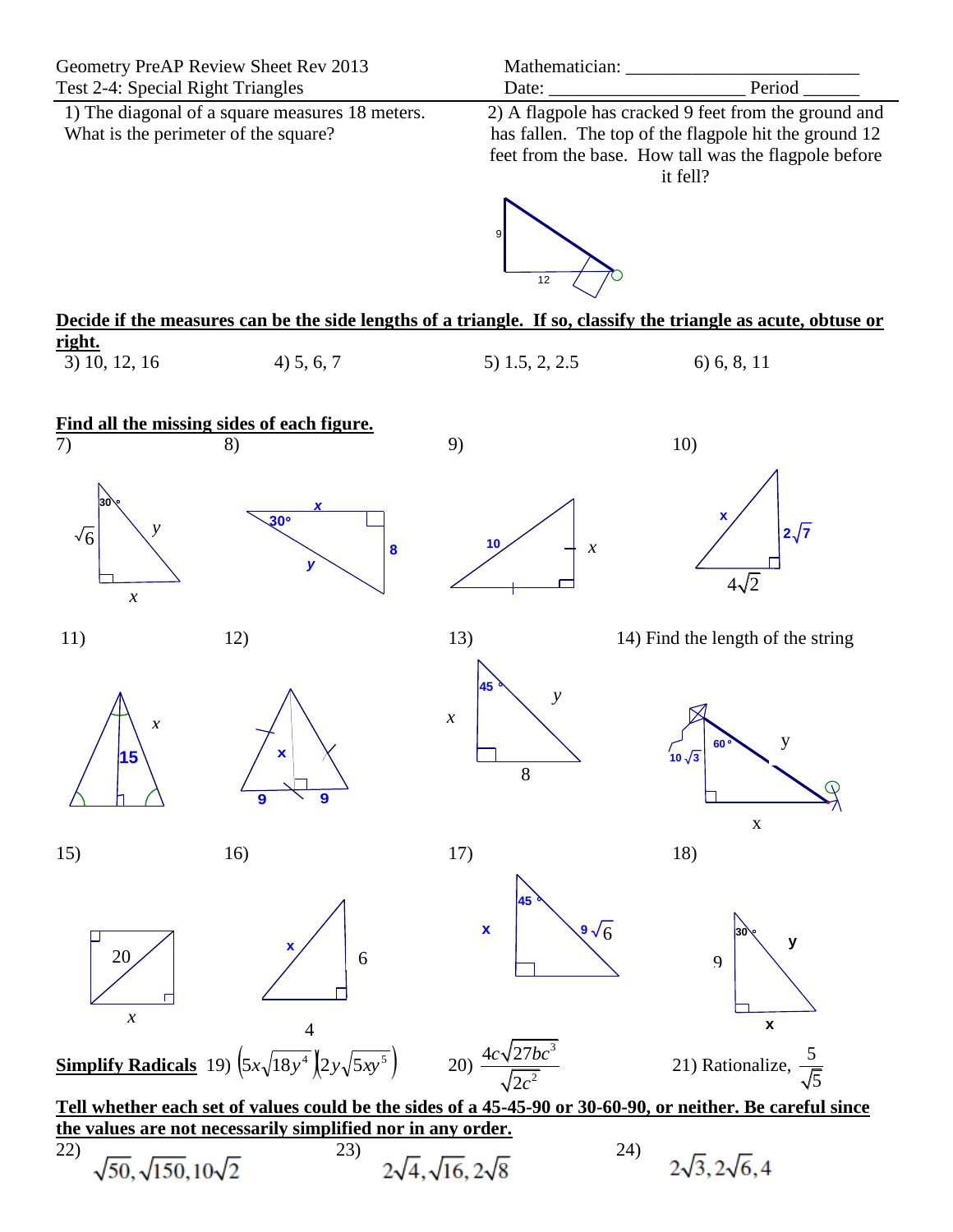Geometry PreAP Review Sheet Rev 2013
Test 2-4: Special Right Triangles

Mathematician: ________________________
Date: ____________________ Period ______

1) The diagonal of a square measures 18 meters. What is the perimeter of the square?

2) A flagpole has cracked 9 feet from the ground and has fallen. The top of the flagpole hit the ground 12 feet from the base. How tall was the flagpole before it fell?

9

12

**Decide if the measures can be the side lengths of a triangle. If so, classify the triangle as acute, obtuse or right.**

3) 10, 12, 16

4) 5, 6, 7

5) 1.5, 2, 2.5

6) 6, 8, 11

**Find all the missing sides of each figure.**

7) $30°$, $\sqrt{6}$, $y$, $x$

8) $30°$, $x$, $y$, $8$

9) $10$, $x$

10) $x$, $2\sqrt{7}$, $4\sqrt{2}$

11) $x$, $15$

12) $x$, $9$, $9$

13) $45°$, $x$, $y$, $8$

14) Find the length of the string

$60°$, $10\sqrt{3}$, $y$, $x$

15) $20$, $x$

16) $x$, $6$, $4$

17) $45°$, $x$, $9\sqrt{6}$

18) $30°$, $9$, $y$, $x$

**Simplify Radicals** 19) $\left(5x\sqrt{18y^4}\right)\left(2y\sqrt{5xy^5}\right)$

20) $\dfrac{4c\sqrt{27bc^3}}{\sqrt{2c^2}}$

21) Rationalize, $\dfrac{5}{\sqrt{5}}$

**Tell whether each set of values could be the sides of a 45-45-90 or 30-60-90, or neither. Be careful since the values are not necessarily simplified nor in any order.**

22) $\sqrt{50}, \sqrt{150}, 10\sqrt{2}$

23) $2\sqrt{4}, \sqrt{16}, 2\sqrt{8}$

24) $2\sqrt{3}, 2\sqrt{6}, 4$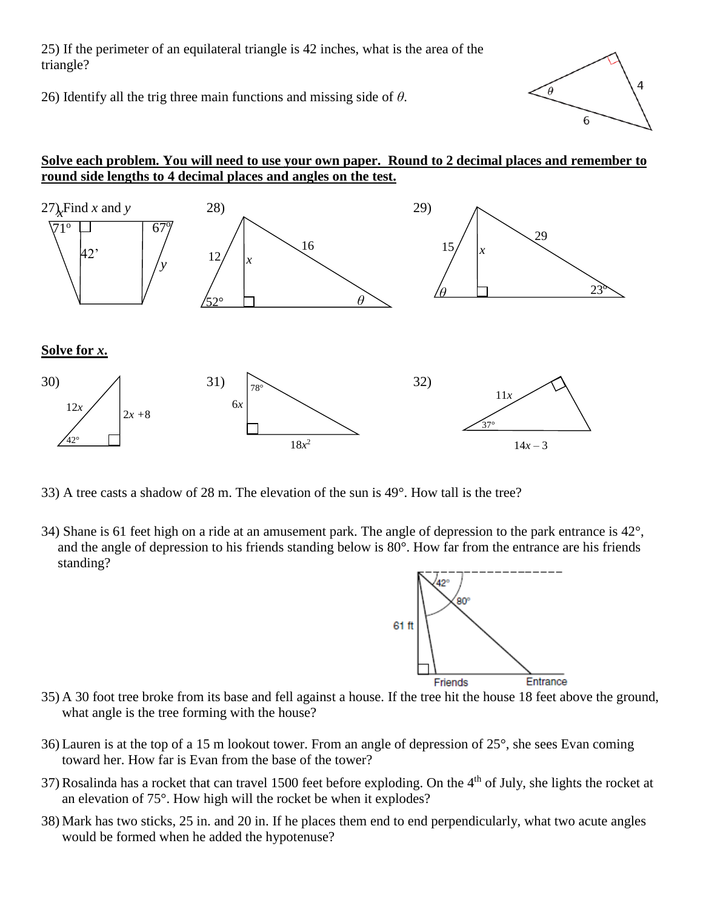25) If the perimeter of an equilateral triangle is 42 inches, what is the area of the triangle?

26) Identify all the trig three main functions and missing side of $\theta$.

θ

4

6

**Solve each problem. You will need to use your own paper. Round to 2 decimal places and remember to round side lengths to 4 decimal places and angles on the test.**

27) Find $x$ and $y$

x

71°

67°

42'

y

28)

12

16

x

52°

θ

29)

15

x

29

θ

23°

**Solve for *x*.**

30)

12x

2x + 8

42°

31)

78°

6x

18x²

32)

11x

37°

14x – 3

33) A tree casts a shadow of 28 m. The elevation of the sun is 49°. How tall is the tree?

34) Shane is 61 feet high on a ride at an amusement park. The angle of depression to the park entrance is 42°, and the angle of depression to his friends standing below is 80°. How far from the entrance are his friends standing?

42°

80°

61 ft

Friends

Entrance

35) A 30 foot tree broke from its base and fell against a house. If the tree hit the house 18 feet above the ground, what angle is the tree forming with the house?

36) Lauren is at the top of a 15 m lookout tower. From an angle of depression of 25°, she sees Evan coming toward her. How far is Evan from the base of the tower?

37) Rosalinda has a rocket that can travel 1500 feet before exploding. On the 4th of July, she lights the rocket at an elevation of 75°. How high will the rocket be when it explodes?

38) Mark has two sticks, 25 in. and 20 in. If he places them end to end perpendicularly, what two acute angles would be formed when he added the hypotenuse?